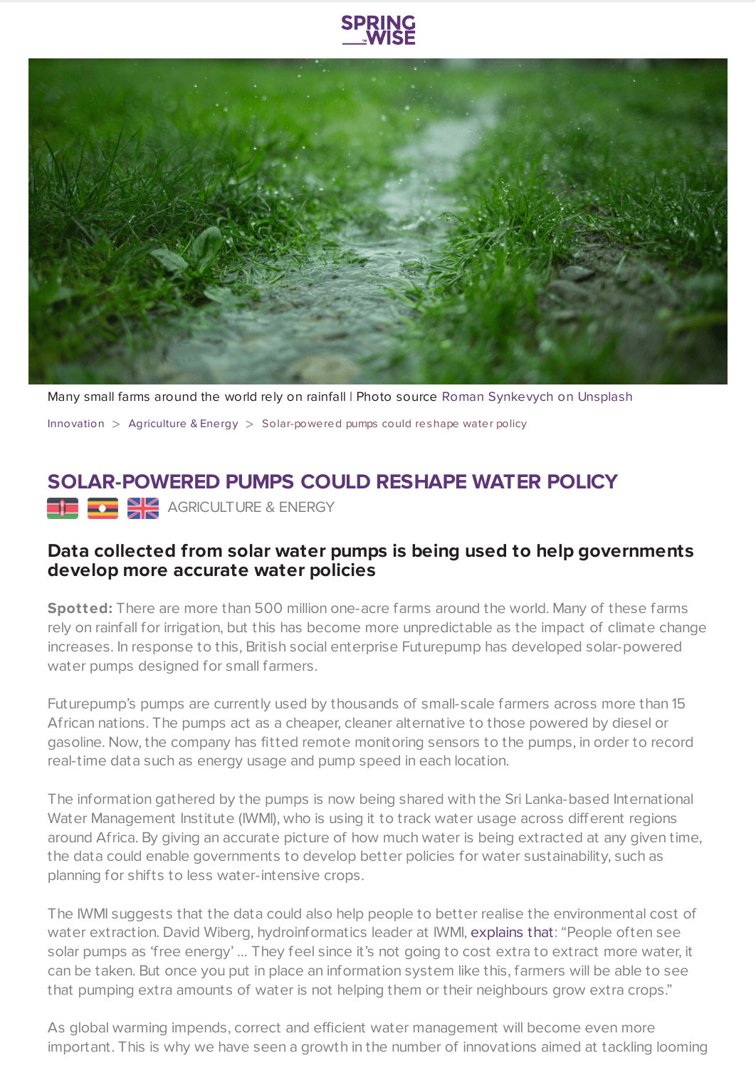Many small farms around the world rely on rainfall | Photo source Roman Synkevych on Unsplash

Innovation > Agriculture & Energy > Solar-powered pumps could reshape water policy

# SOLAR-POWERED PUMPS COULD RESHAPE WATER POLICY

AGRICULTURE & ENERGY

## Data collected from solar water pumps is being used to help governments develop more accurate water policies

**Spotted:** There are more than 500 million one-acre farms around the world. Many of these farms rely on rainfall for irrigation, but this has become more unpredictable as the impact of climate change increases. In response to this, British social enterprise Futurepump has developed solar-powered water pumps designed for small farmers.

Futurepump's pumps are currently used by thousands of small-scale farmers across more than 15 African nations. The pumps act as a cheaper, cleaner alternative to those powered by diesel or gasoline. Now, the company has fitted remote monitoring sensors to the pumps, in order to record real-time data such as energy usage and pump speed in each location.

The information gathered by the pumps is now being shared with the Sri Lanka-based International Water Management Institute (IWMI), who is using it to track water usage across different regions around Africa. By giving an accurate picture of how much water is being extracted at any given time, the data could enable governments to develop better policies for water sustainability, such as planning for shifts to less water-intensive crops.

The IWMI suggests that the data could also help people to better realise the environmental cost of water extraction. David Wiberg, hydroinformatics leader at IWMI, explains that: "People often see solar pumps as 'free energy' ... They feel since it's not going to cost extra to extract more water, it can be taken. But once you put in place an information system like this, farmers will be able to see that pumping extra amounts of water is not helping them or their neighbours grow extra crops."

As global warming impends, correct and efficient water management will become even more important. This is why we have seen a growth in the number of innovations aimed at tackling looming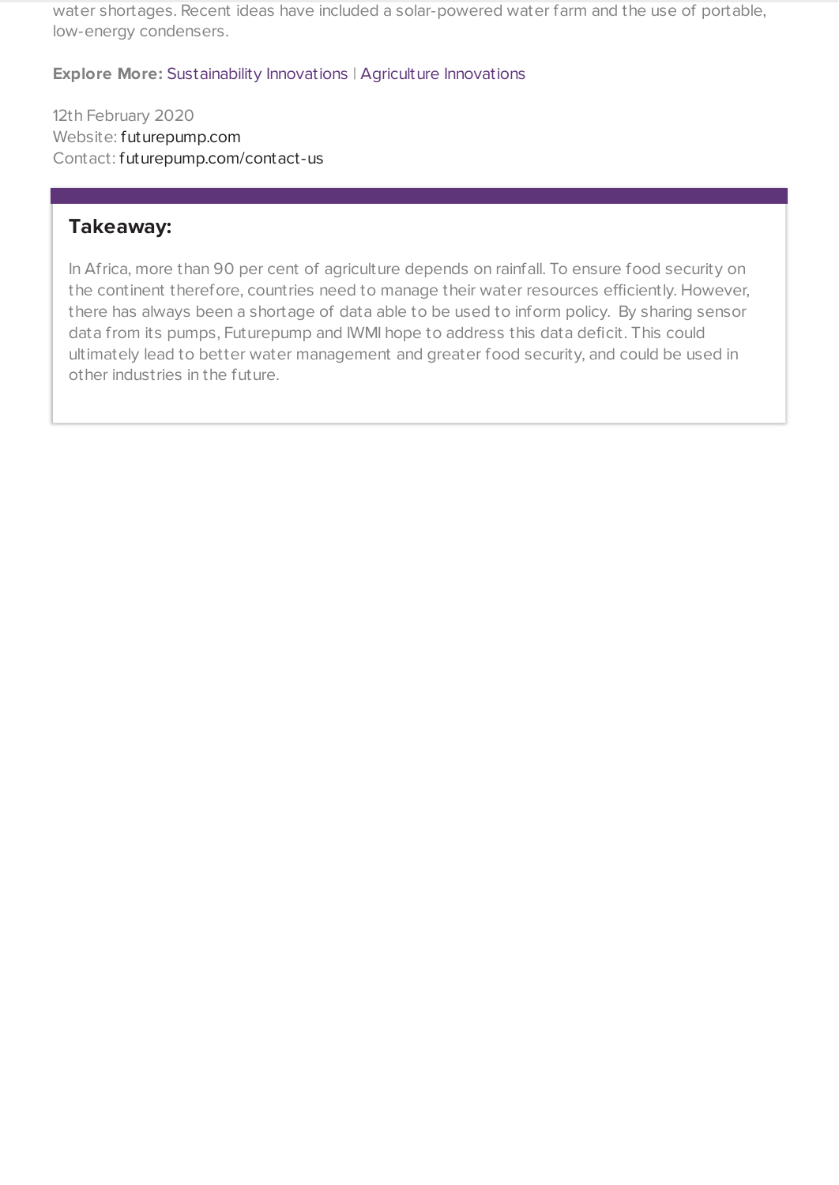water shortages. Recent ideas have included a solar-powered water farm and the use of portable, low-energy condensers.

**Explore More:** Sustainability Innovations | Agriculture Innovations

12th February 2020
Website: futurepump.com
Contact: futurepump.com/contact-us

**Takeaway:**

In Africa, more than 90 per cent of agriculture depends on rainfall. To ensure food security on the continent therefore, countries need to manage their water resources efficiently. However, there has always been a shortage of data able to be used to inform policy. By sharing sensor data from its pumps, Futurepump and IWMI hope to address this data deficit. This could ultimately lead to better water management and greater food security, and could be used in other industries in the future.